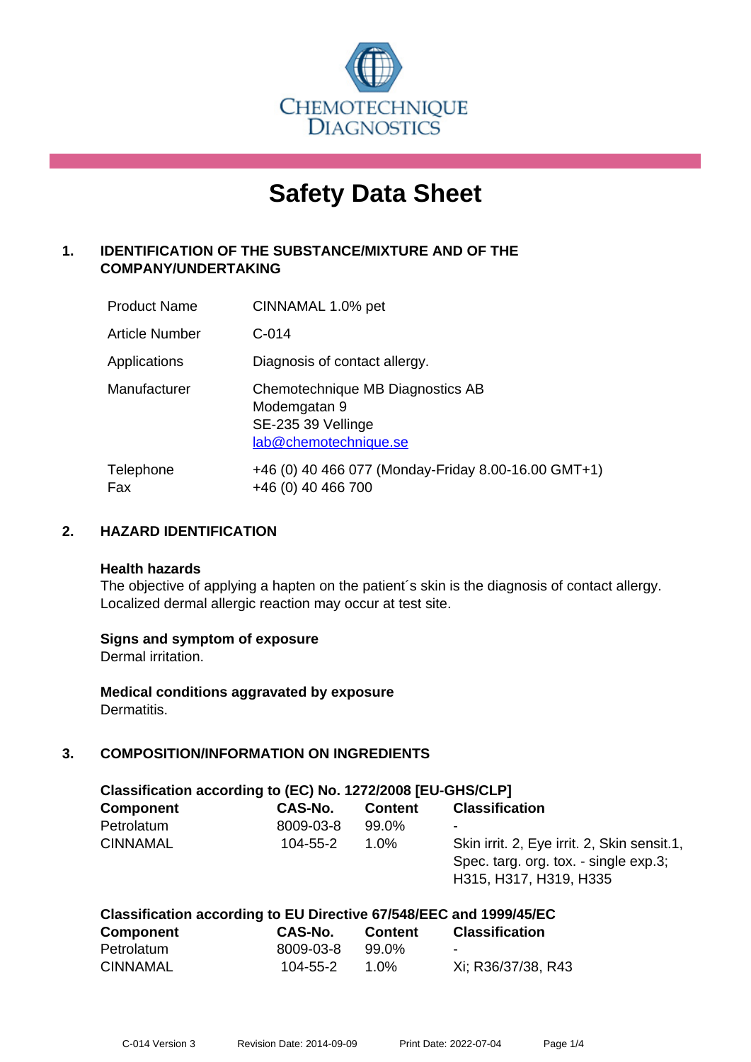CHEMOTECHNIQUE DIAGNOSTICS

# Safety Data Sheet

## 1. IDENTIFICATION OF THE SUBSTANCE/MIXTURE AND OF THE COMPANY/UNDERTAKING

| | |
|---|---|
| Product Name | CINNAMAL 1.0% pet |
| Article Number | C-014 |
| Applications | Diagnosis of contact allergy. |
| Manufacturer | Chemotechnique MB Diagnostics AB<br>Modemgatan 9<br>SE-235 39 Vellinge<br>lab@chemotechnique.se |
| Telephone<br>Fax | +46 (0) 40 466 077 (Monday-Friday 8.00-16.00 GMT+1)<br>+46 (0) 40 466 700 |

## 2. HAZARD IDENTIFICATION

**Health hazards**

The objective of applying a hapten on the patient´s skin is the diagnosis of contact allergy. Localized dermal allergic reaction may occur at test site.

**Signs and symptom of exposure**

Dermal irritation.

**Medical conditions aggravated by exposure**

Dermatitis.

## 3. COMPOSITION/INFORMATION ON INGREDIENTS

**Classification according to (EC) No. 1272/2008 [EU-GHS/CLP]**

| Component | CAS-No. | Content | Classification |
|---|---|---|---|
| Petrolatum | 8009-03-8 | 99.0% | - |
| CINNAMAL | 104-55-2 | 1.0% | Skin irrit. 2, Eye irrit. 2, Skin sensit.1, Spec. targ. org. tox. - single exp.3; H315, H317, H319, H335 |

**Classification according to EU Directive 67/548/EEC and 1999/45/EC**

| Component | CAS-No. | Content | Classification |
|---|---|---|---|
| Petrolatum | 8009-03-8 | 99.0% | - |
| CINNAMAL | 104-55-2 | 1.0% | Xi; R36/37/38, R43 |

C-014 Version 3    Revision Date: 2014-09-09    Print Date: 2022-07-04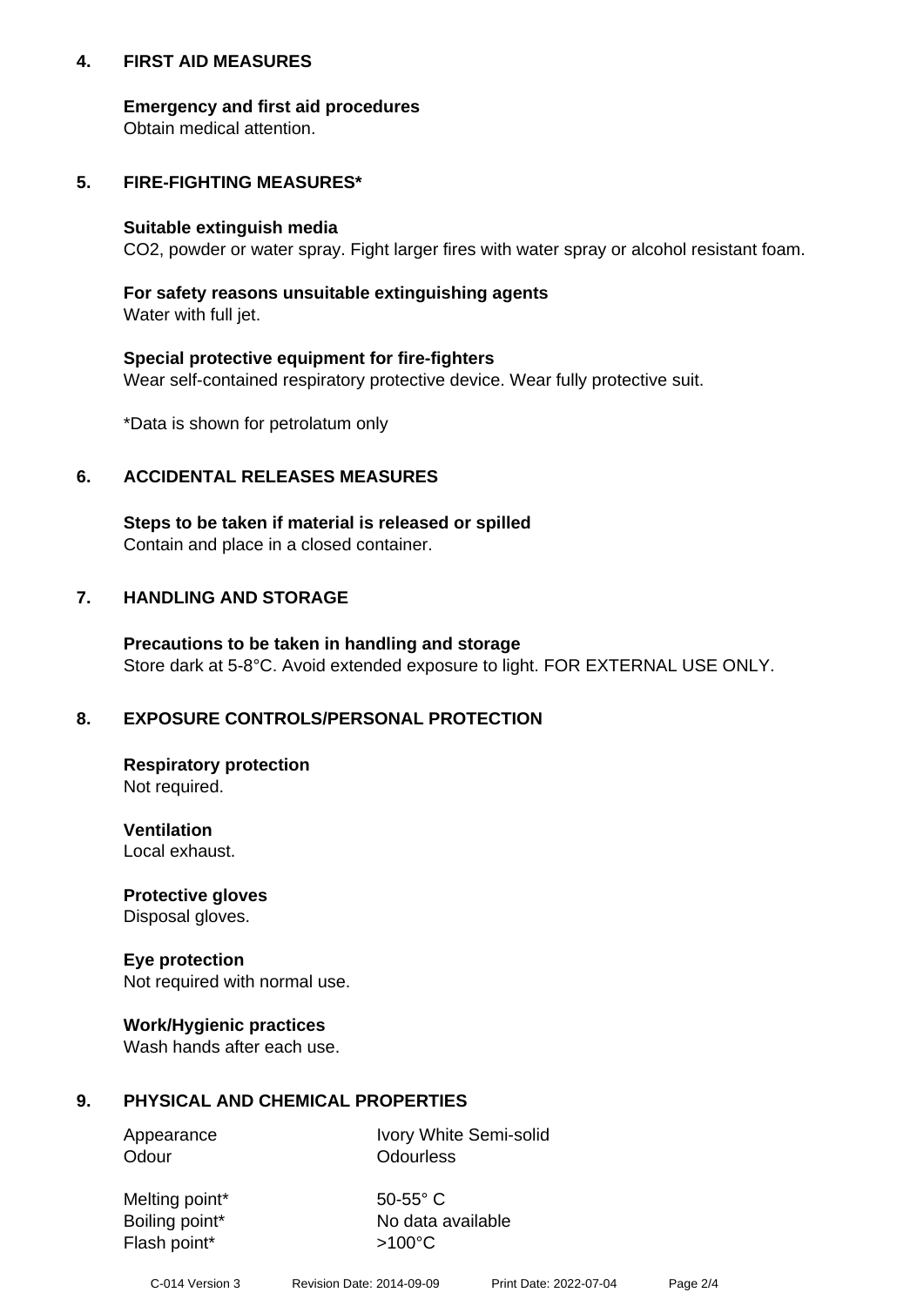## 4. FIRST AID MEASURES

**Emergency and first aid procedures**
Obtain medical attention.

## 5. FIRE-FIGHTING MEASURES*

**Suitable extinguish media**
$CO_2$, powder or water spray. Fight larger fires with water spray or alcohol resistant foam.

**For safety reasons unsuitable extinguishing agents**
Water with full jet.

**Special protective equipment for fire-fighters**
Wear self-contained respiratory protective device. Wear fully protective suit.

*Data is shown for petrolatum only

## 6. ACCIDENTAL RELEASES MEASURES

**Steps to be taken if material is released or spilled**
Contain and place in a closed container.

## 7. HANDLING AND STORAGE

**Precautions to be taken in handling and storage**
Store dark at 5-8°C. Avoid extended exposure to light. FOR EXTERNAL USE ONLY.

## 8. EXPOSURE CONTROLS/PERSONAL PROTECTION

**Respiratory protection**
Not required.

**Ventilation**
Local exhaust.

**Protective gloves**
Disposal gloves.

**Eye protection**
Not required with normal use.

**Work/Hygienic practices**
Wash hands after each use.

## 9. PHYSICAL AND CHEMICAL PROPERTIES

| | |
|---|---|
| Appearance | Ivory White Semi-solid |
| Odour | Odourless |
| Melting point* | 50-55° C |
| Boiling point* | No data available |
| Flash point* | >100°C |

C-014 Version 3 Revision Date: 2014-09-09 Print Date: 2022-07-04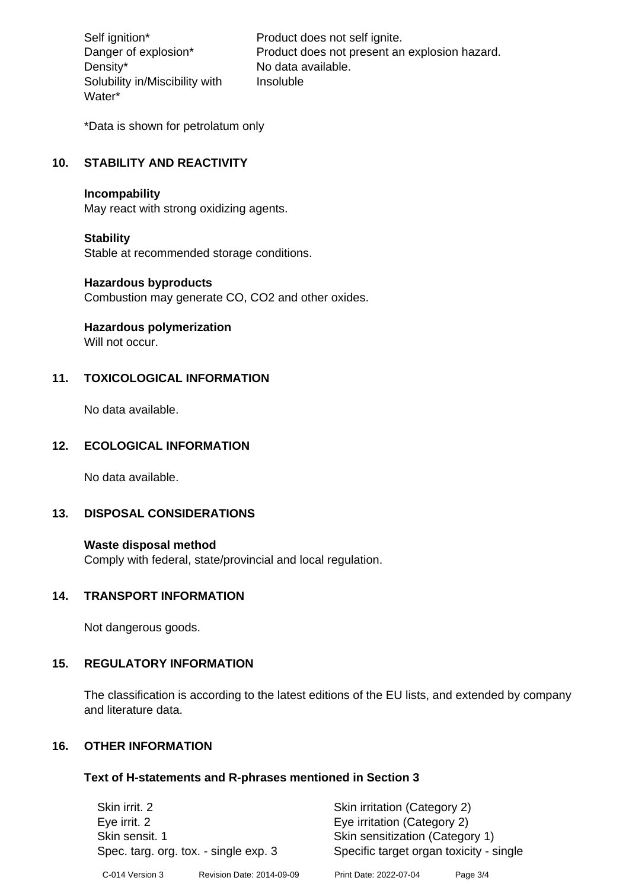| | |
|---|---|
| Self ignition* | Product does not self ignite. |
| Danger of explosion* | Product does not present an explosion hazard. |
| Density* | No data available. |
| Solubility in/Miscibility with Water* | Insoluble |

*Data is shown for petrolatum only

## 10. STABILITY AND REACTIVITY

**Incompability**
May react with strong oxidizing agents.

**Stability**
Stable at recommended storage conditions.

**Hazardous byproducts**
Combustion may generate CO, $CO_2$ and other oxides.

**Hazardous polymerization**
Will not occur.

## 11. TOXICOLOGICAL INFORMATION

No data available.

## 12. ECOLOGICAL INFORMATION

No data available.

## 13. DISPOSAL CONSIDERATIONS

**Waste disposal method**
Comply with federal, state/provincial and local regulation.

## 14. TRANSPORT INFORMATION

Not dangerous goods.

## 15. REGULATORY INFORMATION

The classification is according to the latest editions of the EU lists, and extended by company and literature data.

## 16. OTHER INFORMATION

### Text of H-statements and R-phrases mentioned in Section 3

| | |
|---|---|
| Skin irrit. 2 | Skin irritation (Category 2) |
| Eye irrit. 2 | Eye irritation (Category 2) |
| Skin sensit. 1 | Skin sensitization (Category 1) |
| Spec. targ. org. tox. - single exp. 3 | Specific target organ toxicity - single |

C-014 Version 3 Revision Date: 2014-09-09 Print Date: 2022-07-04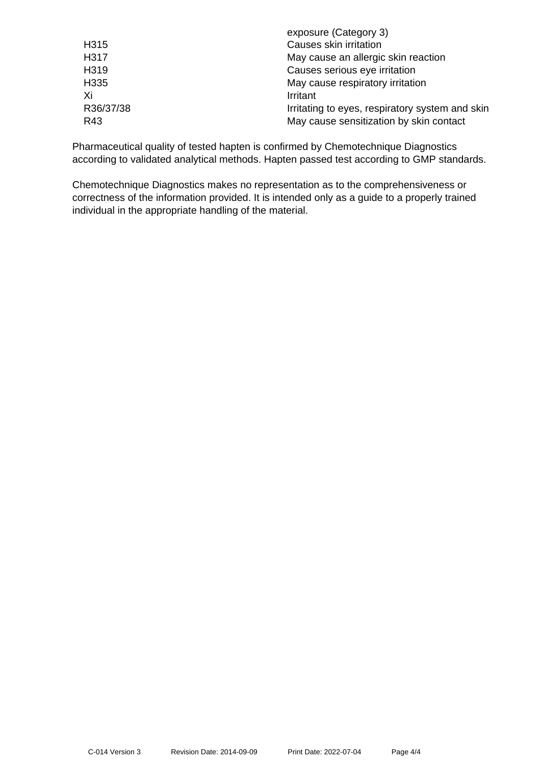| | |
|---|---|
| | exposure (Category 3) |
| H315 | Causes skin irritation |
| H317 | May cause an allergic skin reaction |
| H319 | Causes serious eye irritation |
| H335 | May cause respiratory irritation |
| Xi | Irritant |
| R36/37/38 | Irritating to eyes, respiratory system and skin |
| R43 | May cause sensitization by skin contact |

Pharmaceutical quality of tested hapten is confirmed by Chemotechnique Diagnostics according to validated analytical methods. Hapten passed test according to GMP standards.

Chemotechnique Diagnostics makes no representation as to the comprehensiveness or correctness of the information provided. It is intended only as a guide to a properly trained individual in the appropriate handling of the material.